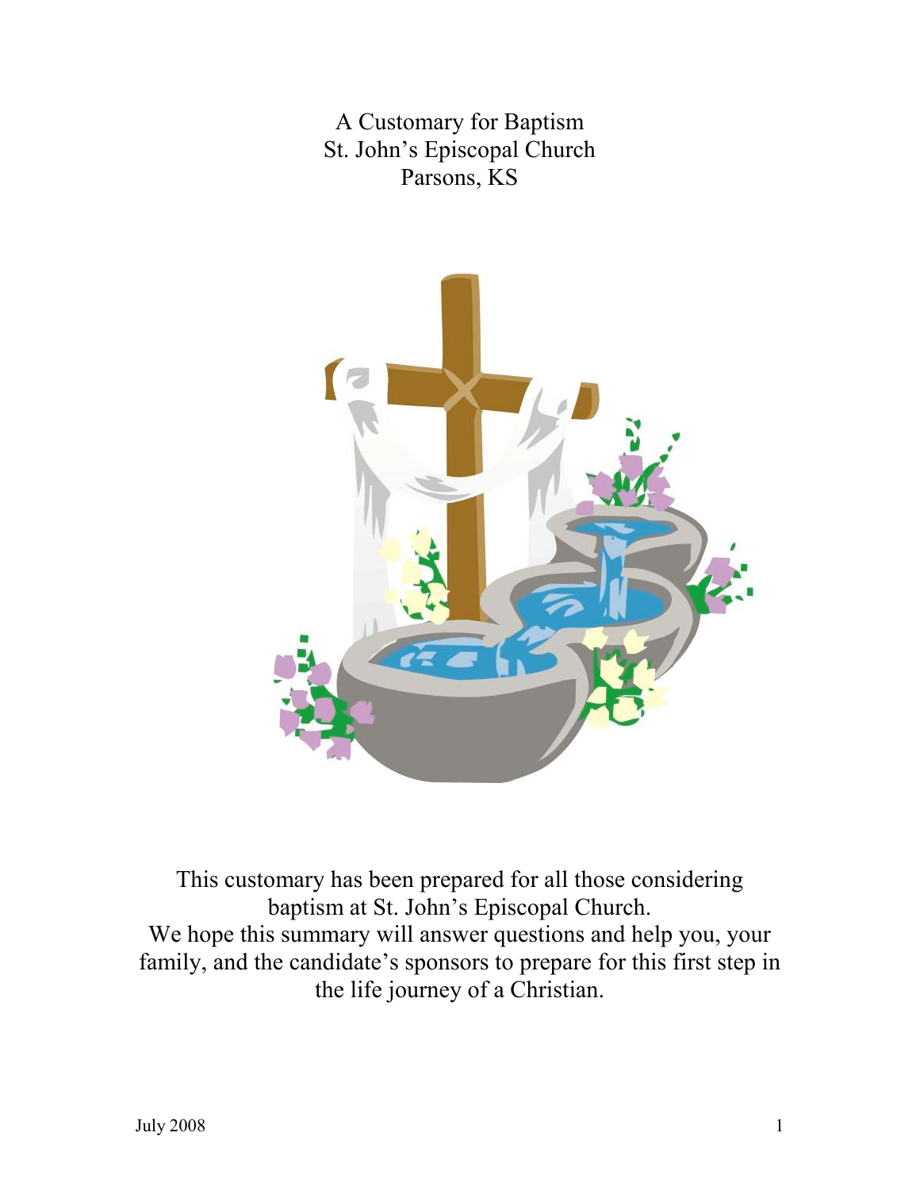# A Customary for Baptism
# St. John's Episcopal Church
# Parsons, KS

This customary has been prepared for all those considering baptism at St. John's Episcopal Church.
We hope this summary will answer questions and help you, your family, and the candidate's sponsors to prepare for this first step in the life journey of a Christian.

July 2008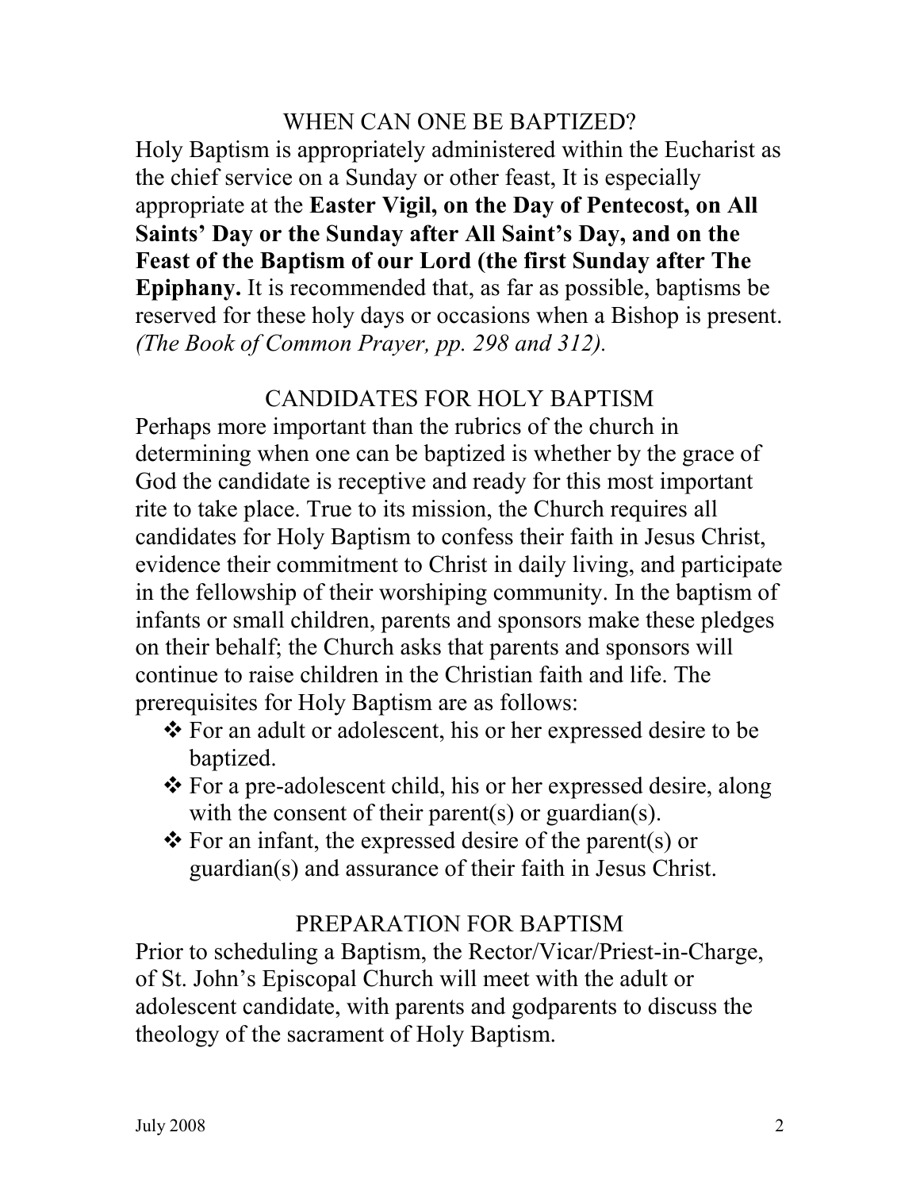## WHEN CAN ONE BE BAPTIZED?

Holy Baptism is appropriately administered within the Eucharist as the chief service on a Sunday or other feast, It is especially appropriate at the **Easter Vigil, on the Day of Pentecost, on All Saints' Day or the Sunday after All Saint's Day, and on the Feast of the Baptism of our Lord (the first Sunday after The Epiphany.** It is recommended that, as far as possible, baptisms be reserved for these holy days or occasions when a Bishop is present. *(The Book of Common Prayer, pp. 298 and 312).*

## CANDIDATES FOR HOLY BAPTISM

Perhaps more important than the rubrics of the church in determining when one can be baptized is whether by the grace of God the candidate is receptive and ready for this most important rite to take place. True to its mission, the Church requires all candidates for Holy Baptism to confess their faith in Jesus Christ, evidence their commitment to Christ in daily living, and participate in the fellowship of their worshiping community. In the baptism of infants or small children, parents and sponsors make these pledges on their behalf; the Church asks that parents and sponsors will continue to raise children in the Christian faith and life. The prerequisites for Holy Baptism are as follows:

- For an adult or adolescent, his or her expressed desire to be baptized.
- For a pre-adolescent child, his or her expressed desire, along with the consent of their parent(s) or guardian(s).
- For an infant, the expressed desire of the parent(s) or guardian(s) and assurance of their faith in Jesus Christ.

## PREPARATION FOR BAPTISM

Prior to scheduling a Baptism, the Rector/Vicar/Priest-in-Charge, of St. John's Episcopal Church will meet with the adult or adolescent candidate, with parents and godparents to discuss the theology of the sacrament of Holy Baptism.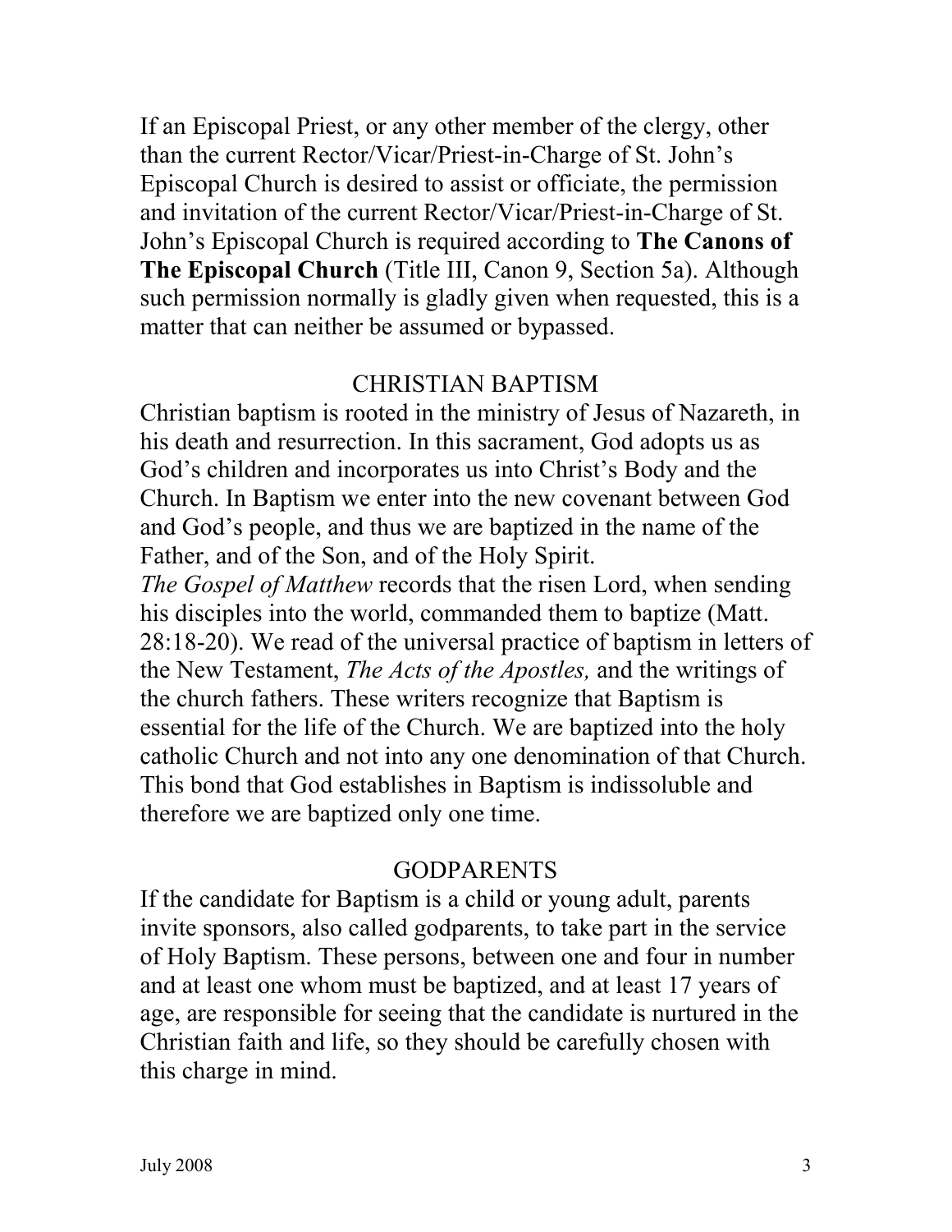If an Episcopal Priest, or any other member of the clergy, other than the current Rector/Vicar/Priest-in-Charge of St. John's Episcopal Church is desired to assist or officiate, the permission and invitation of the current Rector/Vicar/Priest-in-Charge of St. John's Episcopal Church is required according to **The Canons of The Episcopal Church** (Title III, Canon 9, Section 5a). Although such permission normally is gladly given when requested, this is a matter that can neither be assumed or bypassed.

## CHRISTIAN BAPTISM

Christian baptism is rooted in the ministry of Jesus of Nazareth, in his death and resurrection. In this sacrament, God adopts us as God's children and incorporates us into Christ's Body and the Church. In Baptism we enter into the new covenant between God and God's people, and thus we are baptized in the name of the Father, and of the Son, and of the Holy Spirit.

*The Gospel of Matthew* records that the risen Lord, when sending his disciples into the world, commanded them to baptize (Matt. 28:18-20). We read of the universal practice of baptism in letters of the New Testament, *The Acts of the Apostles,* and the writings of the church fathers. These writers recognize that Baptism is essential for the life of the Church. We are baptized into the holy catholic Church and not into any one denomination of that Church. This bond that God establishes in Baptism is indissoluble and therefore we are baptized only one time.

## GODPARENTS

If the candidate for Baptism is a child or young adult, parents invite sponsors, also called godparents, to take part in the service of Holy Baptism. These persons, between one and four in number and at least one whom must be baptized, and at least 17 years of age, are responsible for seeing that the candidate is nurtured in the Christian faith and life, so they should be carefully chosen with this charge in mind.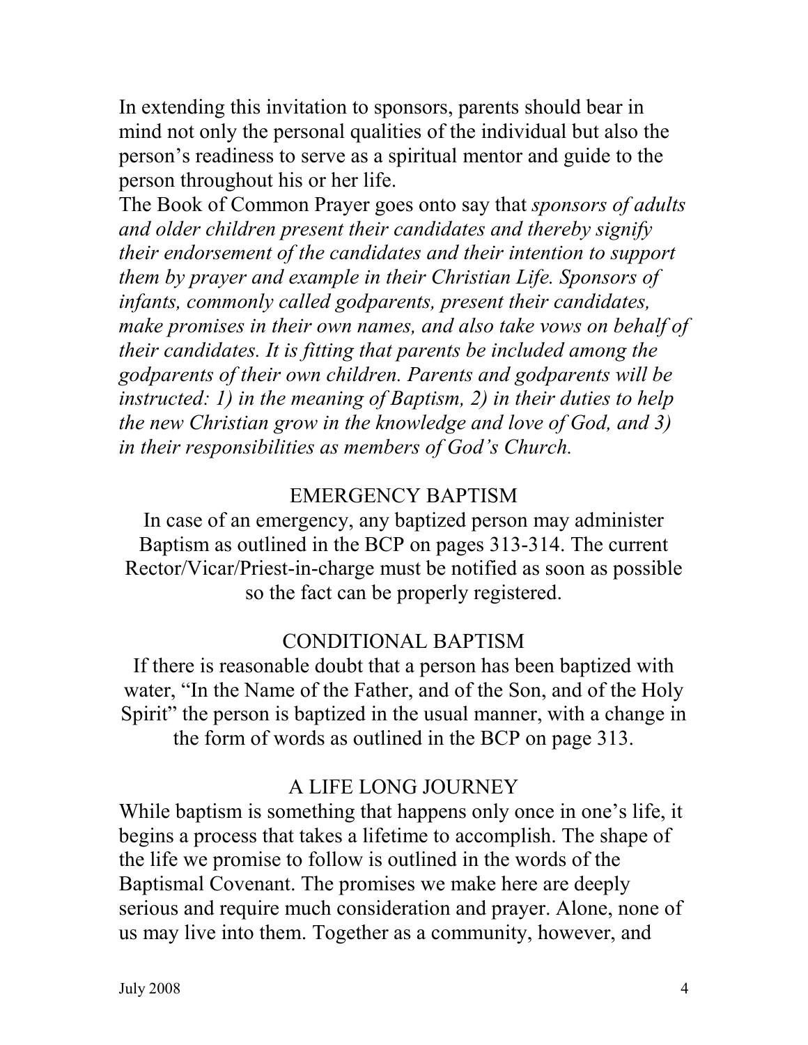In extending this invitation to sponsors, parents should bear in mind not only the personal qualities of the individual but also the person's readiness to serve as a spiritual mentor and guide to the person throughout his or her life.

The Book of Common Prayer goes onto say that *sponsors of adults and older children present their candidates and thereby signify their endorsement of the candidates and their intention to support them by prayer and example in their Christian Life. Sponsors of infants, commonly called godparents, present their candidates, make promises in their own names, and also take vows on behalf of their candidates. It is fitting that parents be included among the godparents of their own children. Parents and godparents will be instructed: 1) in the meaning of Baptism, 2) in their duties to help the new Christian grow in the knowledge and love of God, and 3) in their responsibilities as members of God's Church.*

## EMERGENCY BAPTISM

In case of an emergency, any baptized person may administer Baptism as outlined in the BCP on pages 313-314. The current Rector/Vicar/Priest-in-charge must be notified as soon as possible so the fact can be properly registered.

## CONDITIONAL BAPTISM

If there is reasonable doubt that a person has been baptized with water, "In the Name of the Father, and of the Son, and of the Holy Spirit" the person is baptized in the usual manner, with a change in the form of words as outlined in the BCP on page 313.

## A LIFE LONG JOURNEY

While baptism is something that happens only once in one's life, it begins a process that takes a lifetime to accomplish. The shape of the life we promise to follow is outlined in the words of the Baptismal Covenant. The promises we make here are deeply serious and require much consideration and prayer. Alone, none of us may live into them. Together as a community, however, and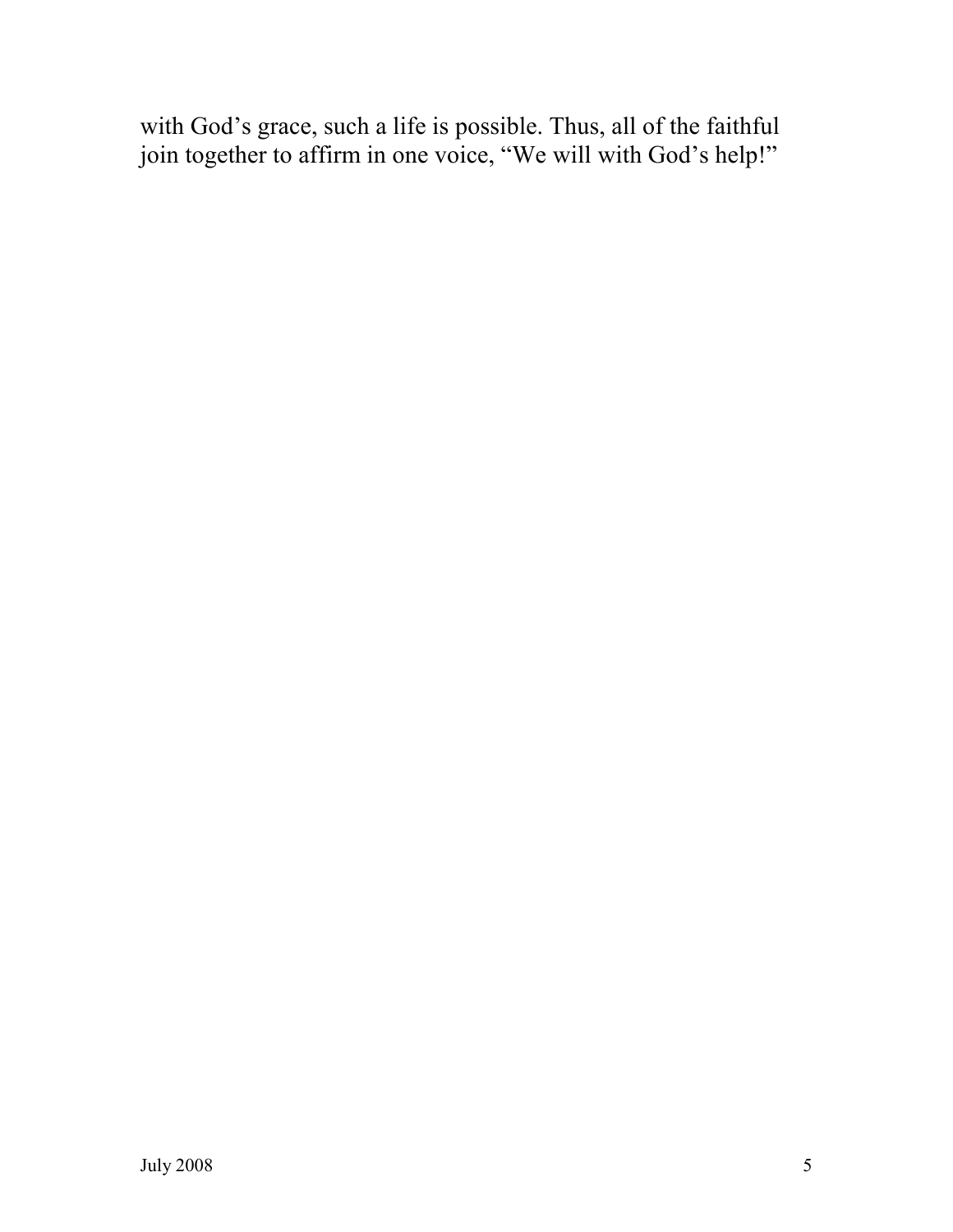with God’s grace, such a life is possible. Thus, all of the faithful join together to affirm in one voice, “We will with God’s help!”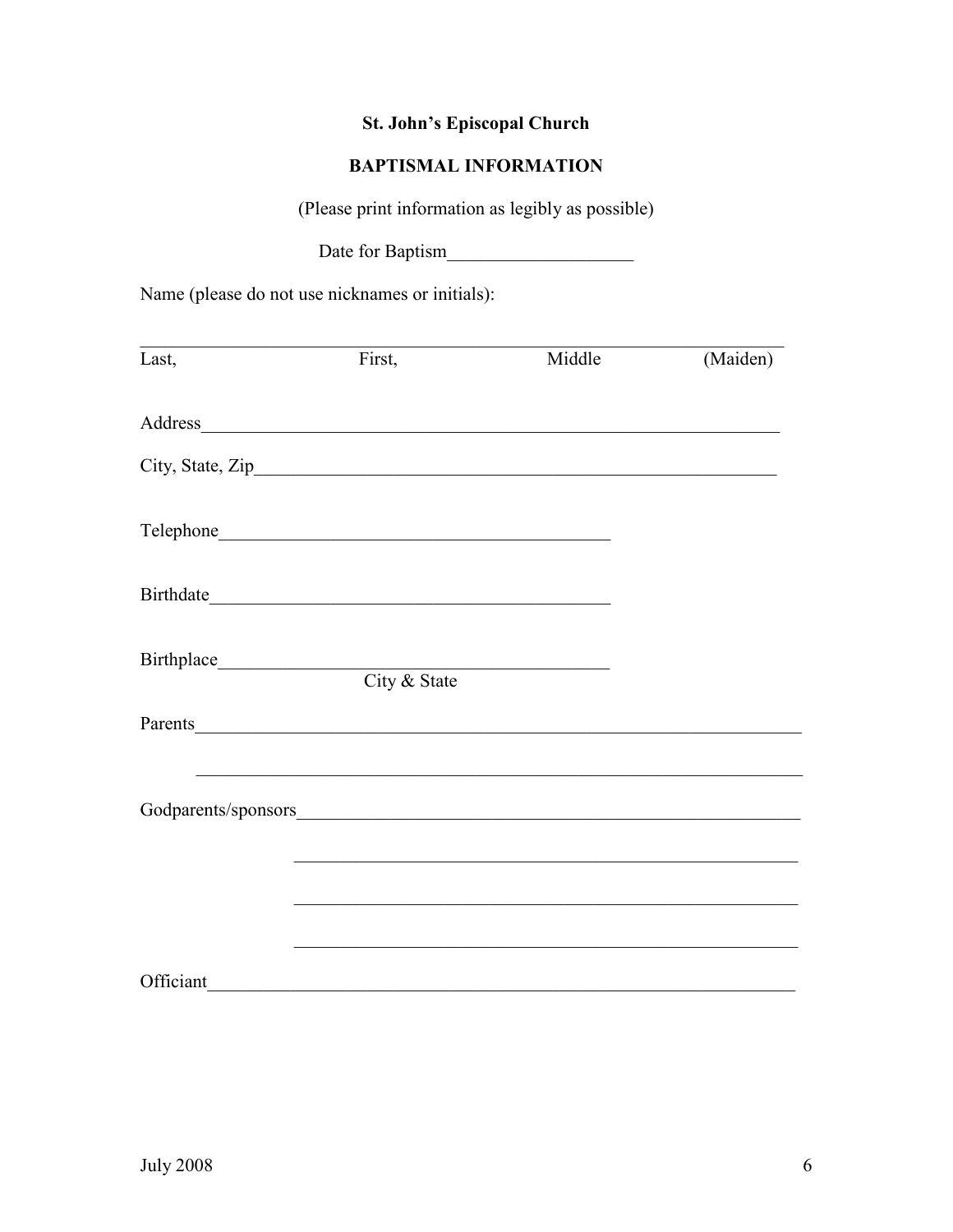**St. John's Episcopal Church**

**BAPTISMAL INFORMATION**

(Please print information as legibly as possible)

Date for Baptism____________________

Name (please do not use nicknames or initials):

______________________________________________________________________

Last, First, Middle (Maiden)

Address_______________________________________________________________

City, State, Zip__________________________________________________________

Telephone___________________________________________

Birthdate____________________________________________

Birthplace___________________________________________

City & State

Parents_______________________________________________________________

_______________________________________________________________

Godparents/sponsors_____________________________________________________

_______________________________________________________

_______________________________________________________

_______________________________________________________

Officiant______________________________________________________________

July 2008